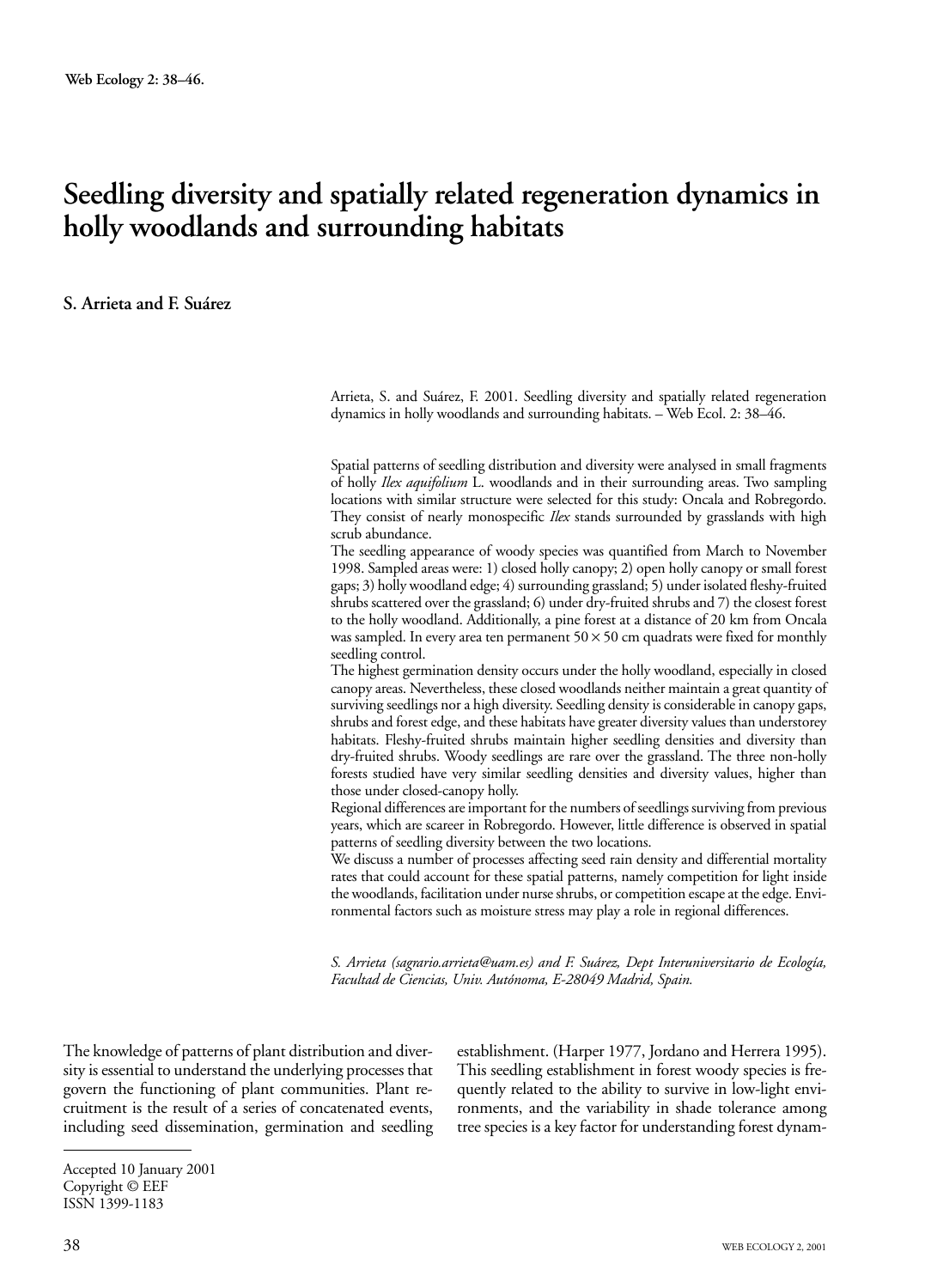# Seedling diversity and spatially related regeneration dynamics in holly woodlands and surrounding habitats

**S. Arrieta and F. Suárez**

Arrieta, S. and Suárez, F. 2001. Seedling diversity and spatially related regeneration dynamics in holly woodlands and surrounding habitats. – Web Ecol. 2: 38–46.

Spatial patterns of seedling distribution and diversity were analysed in small fragments of holly *Ilex aquifolium* L. woodlands and in their surrounding areas. Two sampling locations with similar structure were selected for this study: Oncala and Robregordo. They consist of nearly monospecific *Ilex* stands surrounded by grasslands with high scrub abundance.

The seedling appearance of woody species was quantified from March to November 1998. Sampled areas were: 1) closed holly canopy; 2) open holly canopy or small forest gaps; 3) holly woodland edge; 4) surrounding grassland; 5) under isolated fleshy-fruited shrubs scattered over the grassland; 6) under dry-fruited shrubs and 7) the closest forest to the holly woodland. Additionally, a pine forest at a distance of 20 km from Oncala was sampled. In every area ten permanent $50 \times 50$ cm quadrats were fixed for monthly seedling control.

The highest germination density occurs under the holly woodland, especially in closed canopy areas. Nevertheless, these closed woodlands neither maintain a great quantity of surviving seedlings nor a high diversity. Seedling density is considerable in canopy gaps, shrubs and forest edge, and these habitats have greater diversity values than understorey habitats. Fleshy-fruited shrubs maintain higher seedling densities and diversity than dry-fruited shrubs. Woody seedlings are rare over the grassland. The three non-holly forests studied have very similar seedling densities and diversity values, higher than those under closed-canopy holly.

Regional differences are important for the numbers of seedlings surviving from previous years, which are scareer in Robregordo. However, little difference is observed in spatial patterns of seedling diversity between the two locations.

We discuss a number of processes affecting seed rain density and differential mortality rates that could account for these spatial patterns, namely competition for light inside the woodlands, facilitation under nurse shrubs, or competition escape at the edge. Environmental factors such as moisture stress may play a role in regional differences.

*S. Arrieta (sagrario.arrieta@uam.es) and F. Suárez, Dept Interuniversitario de Ecología, Facultad de Ciencias, Univ. Autónoma, E-28049 Madrid, Spain.*

The knowledge of patterns of plant distribution and diversity is essential to understand the underlying processes that govern the functioning of plant communities. Plant recruitment is the result of a series of concatenated events, including seed dissemination, germination and seedling establishment. (Harper 1977, Jordano and Herrera 1995). This seedling establishment in forest woody species is frequently related to the ability to survive in low-light environments, and the variability in shade tolerance among tree species is a key factor for understanding forest dynam-

Accepted 10 January 2001
Copyright © EEF
ISSN 1399-1183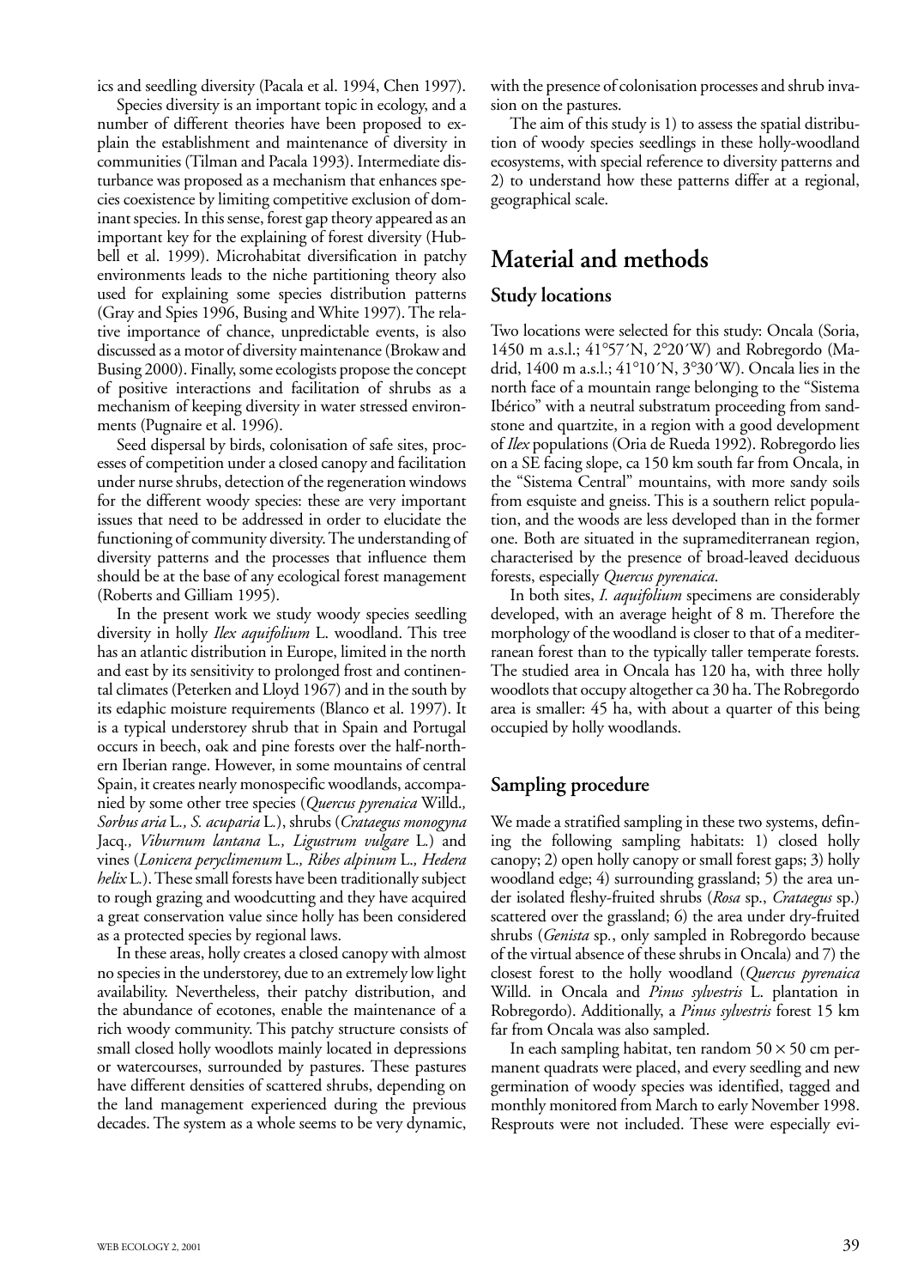ics and seedling diversity (Pacala et al. 1994, Chen 1997).

Species diversity is an important topic in ecology, and a number of different theories have been proposed to explain the establishment and maintenance of diversity in communities (Tilman and Pacala 1993). Intermediate disturbance was proposed as a mechanism that enhances species coexistence by limiting competitive exclusion of dominant species. In this sense, forest gap theory appeared as an important key for the explaining of forest diversity (Hubbell et al. 1999). Microhabitat diversification in patchy environments leads to the niche partitioning theory also used for explaining some species distribution patterns (Gray and Spies 1996, Busing and White 1997). The relative importance of chance, unpredictable events, is also discussed as a motor of diversity maintenance (Brokaw and Busing 2000). Finally, some ecologists propose the concept of positive interactions and facilitation of shrubs as a mechanism of keeping diversity in water stressed environments (Pugnaire et al. 1996).

Seed dispersal by birds, colonisation of safe sites, processes of competition under a closed canopy and facilitation under nurse shrubs, detection of the regeneration windows for the different woody species: these are very important issues that need to be addressed in order to elucidate the functioning of community diversity. The understanding of diversity patterns and the processes that influence them should be at the base of any ecological forest management (Roberts and Gilliam 1995).

In the present work we study woody species seedling diversity in holly *Ilex aquifolium* L. woodland. This tree has an atlantic distribution in Europe, limited in the north and east by its sensitivity to prolonged frost and continental climates (Peterken and Lloyd 1967) and in the south by its edaphic moisture requirements (Blanco et al. 1997). It is a typical understorey shrub that in Spain and Portugal occurs in beech, oak and pine forests over the half-northern Iberian range. However, in some mountains of central Spain, it creates nearly monospecific woodlands, accompanied by some other tree species (*Quercus pyrenaica* Willd.*, Sorbus aria* L.*, S. acuparia* L.), shrubs (*Crataegus monogyna* Jacq.*, Viburnum lantana* L.*, Ligustrum vulgare* L.) and vines (*Lonicera peryclimenum* L.*, Ribes alpinum* L.*, Hedera helix* L.). These small forests have been traditionally subject to rough grazing and woodcutting and they have acquired a great conservation value since holly has been considered as a protected species by regional laws.

In these areas, holly creates a closed canopy with almost no species in the understorey, due to an extremely low light availability. Nevertheless, their patchy distribution, and the abundance of ecotones, enable the maintenance of a rich woody community. This patchy structure consists of small closed holly woodlots mainly located in depressions or watercourses, surrounded by pastures. These pastures have different densities of scattered shrubs, depending on the land management experienced during the previous decades. The system as a whole seems to be very dynamic, with the presence of colonisation processes and shrub invasion on the pastures.

The aim of this study is 1) to assess the spatial distribution of woody species seedlings in these holly-woodland ecosystems, with special reference to diversity patterns and 2) to understand how these patterns differ at a regional, geographical scale.

# Material and methods

## Study locations

Two locations were selected for this study: Oncala (Soria, 1450 m a.s.l.; 41°57´N, 2°20´W) and Robregordo (Madrid, 1400 m a.s.l.; 41°10´N, 3°30´W). Oncala lies in the north face of a mountain range belonging to the "Sistema Ibérico" with a neutral substratum proceeding from sandstone and quartzite, in a region with a good development of *Ilex* populations (Oria de Rueda 1992). Robregordo lies on a SE facing slope, ca 150 km south far from Oncala, in the "Sistema Central" mountains, with more sandy soils from esquiste and gneiss. This is a southern relict population, and the woods are less developed than in the former one. Both are situated in the supramediterranean region, characterised by the presence of broad-leaved deciduous forests, especially *Quercus pyrenaica*.

In both sites, *I. aquifolium* specimens are considerably developed, with an average height of 8 m. Therefore the morphology of the woodland is closer to that of a mediterranean forest than to the typically taller temperate forests. The studied area in Oncala has 120 ha, with three holly woodlots that occupy altogether ca 30 ha. The Robregordo area is smaller: 45 ha, with about a quarter of this being occupied by holly woodlands.

## Sampling procedure

We made a stratified sampling in these two systems, defining the following sampling habitats: 1) closed holly canopy; 2) open holly canopy or small forest gaps; 3) holly woodland edge; 4) surrounding grassland; 5) the area under isolated fleshy-fruited shrubs (*Rosa* sp., *Crataegus* sp.) scattered over the grassland; 6) the area under dry-fruited shrubs (*Genista* sp., only sampled in Robregordo because of the virtual absence of these shrubs in Oncala) and 7) the closest forest to the holly woodland (*Quercus pyrenaica* Willd. in Oncala and *Pinus sylvestris* L. plantation in Robregordo). Additionally, a *Pinus sylvestris* forest 15 km far from Oncala was also sampled.

In each sampling habitat, ten random $50 \times 50$ cm permanent quadrats were placed, and every seedling and new germination of woody species was identified, tagged and monthly monitored from March to early November 1998. Resprouts were not included. These were especially evi-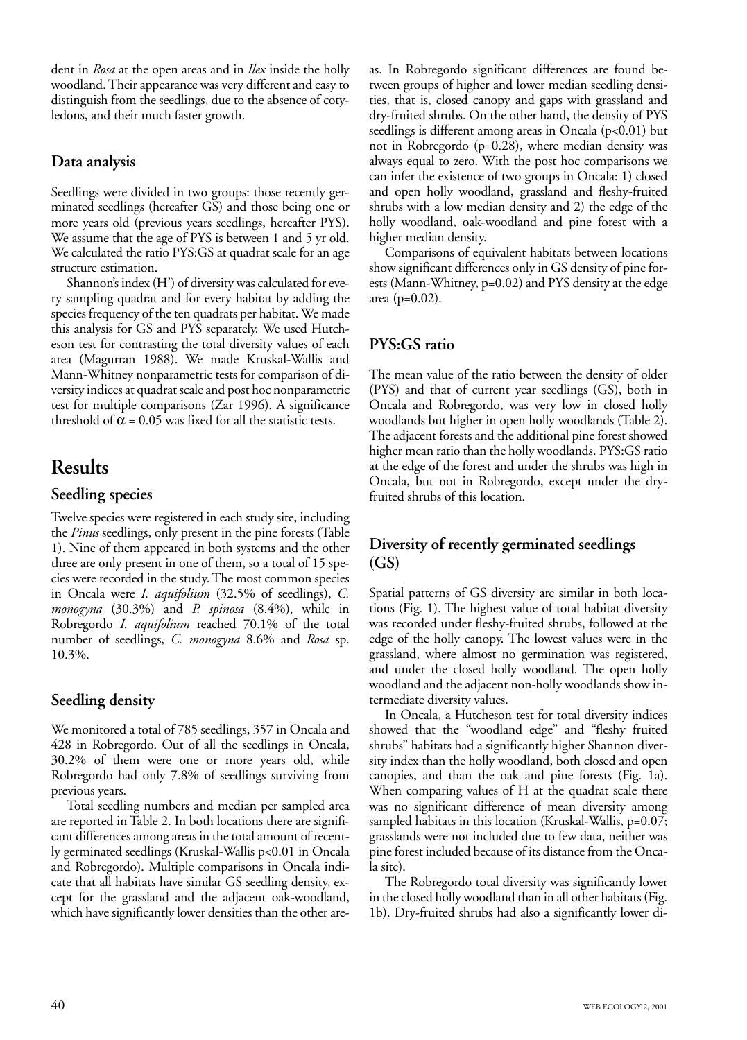dent in *Rosa* at the open areas and in *Ilex* inside the holly woodland. Their appearance was very different and easy to distinguish from the seedlings, due to the absence of cotyledons, and their much faster growth.

### Data analysis

Seedlings were divided in two groups: those recently germinated seedlings (hereafter GS) and those being one or more years old (previous years seedlings, hereafter PYS). We assume that the age of PYS is between 1 and 5 yr old. We calculated the ratio PYS:GS at quadrat scale for an age structure estimation.

Shannon's index (H') of diversity was calculated for every sampling quadrat and for every habitat by adding the species frequency of the ten quadrats per habitat. We made this analysis for GS and PYS separately. We used Hutcheson test for contrasting the total diversity values of each area (Magurran 1988). We made Kruskal-Wallis and Mann-Whitney nonparametric tests for comparison of diversity indices at quadrat scale and post hoc nonparametric test for multiple comparisons (Zar 1996). A significance threshold of $\alpha = 0.05$ was fixed for all the statistic tests.

## Results

### Seedling species

Twelve species were registered in each study site, including the *Pinus* seedlings, only present in the pine forests (Table 1). Nine of them appeared in both systems and the other three are only present in one of them, so a total of 15 species were recorded in the study. The most common species in Oncala were *I. aquifolium* (32.5% of seedlings), *C. monogyna* (30.3%) and *P. spinosa* (8.4%), while in Robregordo *I. aquifolium* reached 70.1% of the total number of seedlings, *C. monogyna* 8.6% and *Rosa* sp. 10.3%.

### Seedling density

We monitored a total of 785 seedlings, 357 in Oncala and 428 in Robregordo. Out of all the seedlings in Oncala, 30.2% of them were one or more years old, while Robregordo had only 7.8% of seedlings surviving from previous years.

Total seedling numbers and median per sampled area are reported in Table 2. In both locations there are significant differences among areas in the total amount of recently germinated seedlings (Kruskal-Wallis $p<0.01$ in Oncala and Robregordo). Multiple comparisons in Oncala indicate that all habitats have similar GS seedling density, except for the grassland and the adjacent oak-woodland, which have significantly lower densities than the other areas. In Robregordo significant differences are found between groups of higher and lower median seedling densities, that is, closed canopy and gaps with grassland and dry-fruited shrubs. On the other hand, the density of PYS seedlings is different among areas in Oncala ($p<0.01$) but not in Robregordo ($p=0.28$), where median density was always equal to zero. With the post hoc comparisons we can infer the existence of two groups in Oncala: 1) closed and open holly woodland, grassland and fleshy-fruited shrubs with a low median density and 2) the edge of the holly woodland, oak-woodland and pine forest with a higher median density.

Comparisons of equivalent habitats between locations show significant differences only in GS density of pine forests (Mann-Whitney, $p=0.02$) and PYS density at the edge area ($p=0.02$).

### PYS:GS ratio

The mean value of the ratio between the density of older (PYS) and that of current year seedlings (GS), both in Oncala and Robregordo, was very low in closed holly woodlands but higher in open holly woodlands (Table 2). The adjacent forests and the additional pine forest showed higher mean ratio than the holly woodlands. PYS:GS ratio at the edge of the forest and under the shrubs was high in Oncala, but not in Robregordo, except under the dry-fruited shrubs of this location.

### Diversity of recently germinated seedlings (GS)

Spatial patterns of GS diversity are similar in both locations (Fig. 1). The highest value of total habitat diversity was recorded under fleshy-fruited shrubs, followed at the edge of the holly canopy. The lowest values were in the grassland, where almost no germination was registered, and under the closed holly woodland. The open holly woodland and the adjacent non-holly woodlands show intermediate diversity values.

In Oncala, a Hutcheson test for total diversity indices showed that the "woodland edge" and "fleshy fruited shrubs" habitats had a significantly higher Shannon diversity index than the holly woodland, both closed and open canopies, and than the oak and pine forests (Fig. 1a). When comparing values of H at the quadrat scale there was no significant difference of mean diversity among sampled habitats in this location (Kruskal-Wallis, $p=0.07$; grasslands were not included due to few data, neither was pine forest included because of its distance from the Oncala site).

The Robregordo total diversity was significantly lower in the closed holly woodland than in all other habitats (Fig. 1b). Dry-fruited shrubs had also a significantly lower di-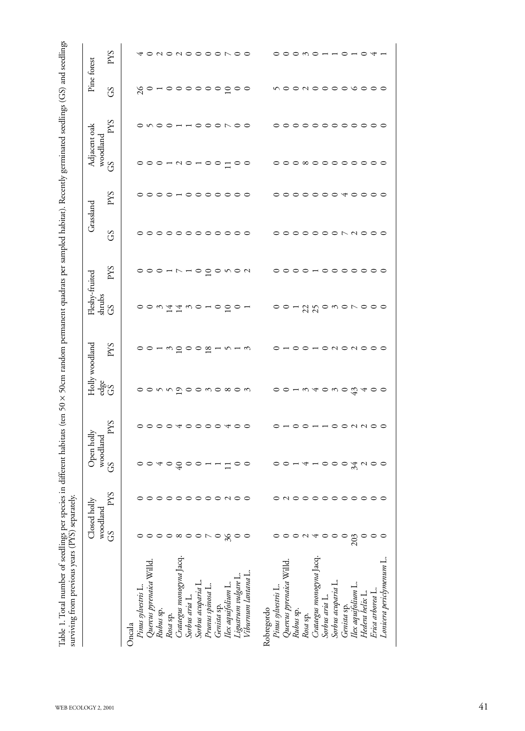Table 1. Total number of seedlings per species in different habitats (ten 50 × 50cm random permanent quadrats per sampled habitat). Recently germinated seedlings (GS) and seedlings surviving from previous years (PYS) separately.

| | Closed holly woodland | | Open holly woodland | | Holly woodland edge | | Fleshy-fruited shrubs | | Grassland | | Adjacent oak woodland | | Pine forest | |
|---|---|---|---|---|---|---|---|---|---|---|---|---|---|---|
| | GS | PYS | GS | PYS | GS | PYS | GS | PYS | GS | PYS | GS | PYS | GS | PYS |
| **Oncala** | | | | | | | | | | | | | | |
| *Pinus sylvestris* L. | 0 | 0 | 0 | 0 | 0 | 0 | 0 | 0 | 0 | 0 | 0 | 0 | 26 | 4 |
| *Quercus pyrenaica* Willd. | 0 | 0 | 0 | 0 | 0 | 0 | 0 | 0 | 0 | 0 | 0 | 5 | 0 | 0 |
| *Rubus* sp. | 0 | 0 | 4 | 0 | 5 | 1 | 3 | 0 | 0 | 0 | 0 | 0 | 1 | 2 |
| *Rosa* sp. | 0 | 0 | 0 | 0 | 5 | 3 | 14 | 1 | 0 | 0 | 1 | 0 | 0 | 0 |
| *Crataegus monogyna* Jacq. | 8 | 0 | 40 | 4 | 19 | 10 | 14 | 7 | 0 | 1 | 2 | 1 | 0 | 2 |
| *Sorbus aria* L. | 0 | 0 | 0 | 0 | 0 | 0 | 3 | 1 | 0 | 0 | 0 | 1 | 0 | 0 |
| *Sorbus acuparia* L. | 0 | 0 | 0 | 0 | 0 | 0 | 0 | 0 | 0 | 0 | 1 | 0 | 0 | 0 |
| *Prunus spinosa* L. | 7 | 0 | 1 | 0 | 3 | 18 | 1 | 10 | 0 | 0 | 0 | 0 | 0 | 0 |
| *Genista* sp. | 0 | 0 | 1 | 0 | 0 | 1 | 0 | 0 | 0 | 0 | 0 | 0 | 0 | 0 |
| *Ilex aquifolium* L. | 36 | 2 | 11 | 4 | 8 | 5 | 10 | 5 | 0 | 0 | 11 | 7 | 10 | 7 |
| *Ligustrum vulgare* L. | 0 | 0 | 0 | 0 | 0 | 1 | 0 | 0 | 0 | 0 | 0 | 0 | 0 | 0 |
| *Viburnum lantana* L. | 0 | 0 | 0 | 0 | 3 | 3 | 1 | 2 | 0 | 0 | 0 | 0 | 0 | 0 |
| **Robregordo** | | | | | | | | | | | | | | |
| *Pinus sylvestris* L. | 0 | 0 | 0 | 0 | 0 | 0 | 0 | 0 | 0 | 0 | 0 | 0 | 5 | 0 |
| *Quercus pyrenaica* Willd. | 0 | 2 | 0 | 1 | 0 | 1 | 0 | 0 | 0 | 0 | 0 | 0 | 0 | 0 |
| *Rubus* sp. | 0 | 0 | 1 | 0 | 1 | 0 | 1 | 0 | 0 | 0 | 0 | 0 | 0 | 0 |
| *Rosa* sp. | 2 | 0 | 4 | 0 | 3 | 0 | 22 | 0 | 0 | 0 | 8 | 0 | 2 | 3 |
| *Crataegus monogyna* Jacq. | 4 | 0 | 1 | 1 | 4 | 1 | 25 | 1 | 0 | 0 | 0 | 0 | 0 | 0 |
| *Sorbus aria* L. | 0 | 0 | 0 | 1 | 0 | 0 | 0 | 0 | 0 | 0 | 0 | 0 | 0 | 1 |
| *Sorbus acuparia* L. | 0 | 0 | 0 | 0 | 3 | 2 | 3 | 0 | 0 | 0 | 0 | 0 | 0 | 1 |
| *Genista* sp. | 0 | 0 | 0 | 0 | 0 | 0 | 0 | 0 | 7 | 4 | 0 | 0 | 0 | 0 |
| *Ilex aquifolium* L. | 203 | 0 | 34 | 2 | 43 | 2 | 7 | 0 | 2 | 0 | 0 | 0 | 6 | 1 |
| *Hedera helix* L. | 0 | 0 | 2 | 2 | 4 | 0 | 0 | 0 | 0 | 0 | 0 | 0 | 0 | 0 |
| *Erica arborea* L. | 0 | 0 | 0 | 0 | 0 | 0 | 0 | 0 | 0 | 0 | 0 | 0 | 0 | 4 |
| *Lonicera periclymenum* L. | 0 | 0 | 0 | 0 | 0 | 0 | 0 | 0 | 0 | 0 | 0 | 0 | 0 | 1 |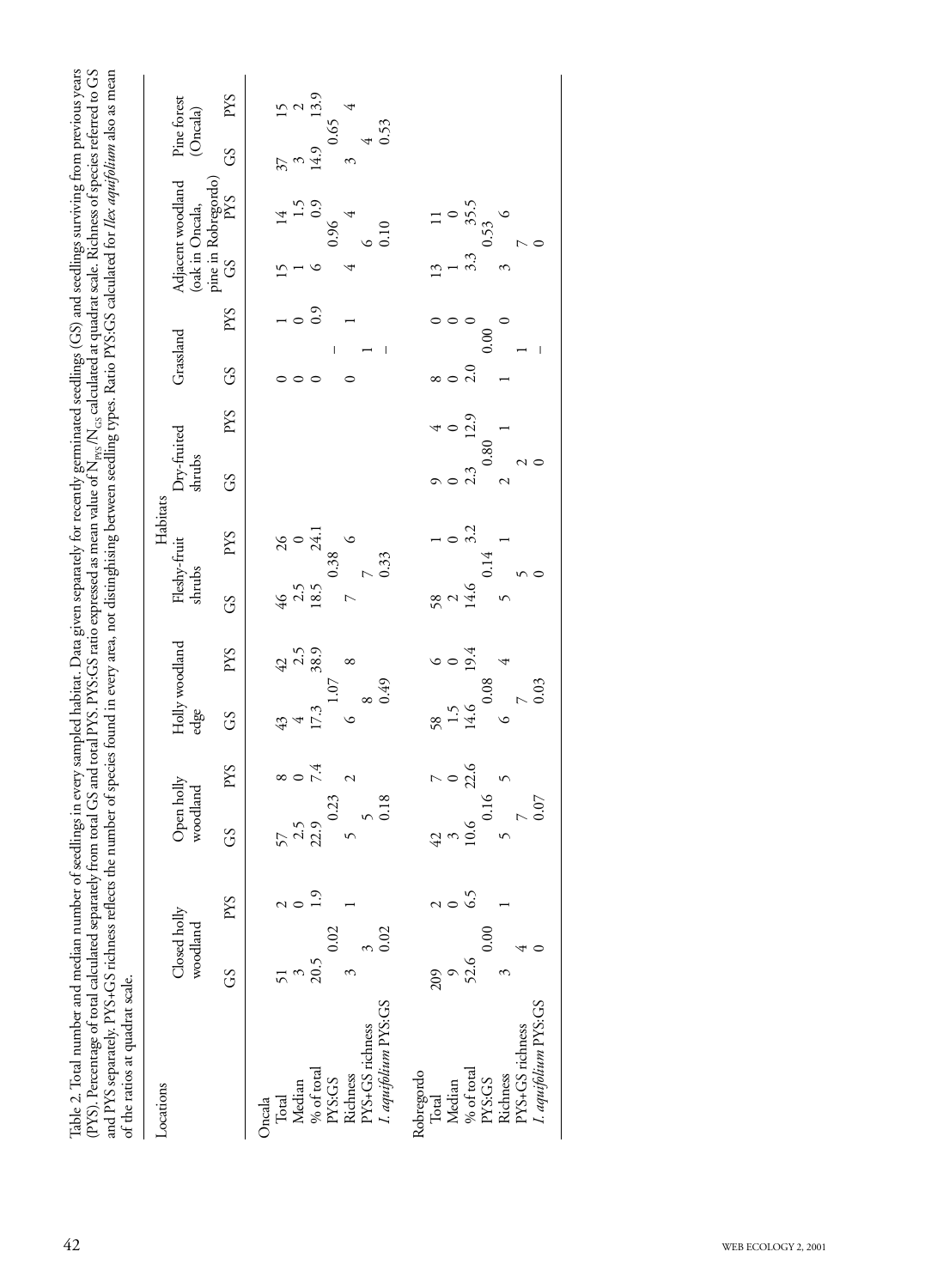Table 2. Total number and median number of seedlings in every sampled habitat. Data given separately for recently germinated seedlings (GS) and seedlings surviving from previous years (PYS). Percentage of total calculated separately from total GS and total PYS. PYS:GS ratio expressed as mean value of $N_{PYS}/N_{GS}$ calculated at quadrat scale. Richness of species referred to GS and PYS separately. PYS+GS richness reflects the number of species found in every area, not distinguishing between seedling types. Ratio PYS:GS calculated for *Ilex aquifolium* also as mean of the ratios at quadrat scale.

| Locations | Habitats | | | | | | | | | | | | | | | |
|---|---|---|---|---|---|---|---|---|---|---|---|---|---|---|---|---|
| | Closed holly woodland | | Open holly woodland | | Holly woodland edge | | Fleshy-fruit shrubs | | Dry-fruited shrubs | | Grassland | | Adjacent woodland (oak in Oncala, pine in Robregordo) | | Pine forest (Oncala) | |
| | GS | PYS | GS | PYS | GS | PYS | GS | PYS | GS | PYS | GS | PYS | GS | PYS | GS | PYS |
| Oncala | | | | | | | | | | | | | | | | |
| Total | 51 | 2 | 57 | 8 | 43 | 42 | 46 | 26 | | | 0 | 1 | 15 | 14 | 37 | 15 |
| Median | 3 | 0 | 2.5 | 0 | 4 | 2.5 | 2.5 | 0 | | | 0 | 0 | 1 | 1.5 | 3 | 2 |
| % of total | 20.5 | 1.9 | 22.9 | 7.4 | 17.3 | 38.9 | 18.5 | 24.1 | | | 0 | 0.9 | 6 | 0.9 | 14.9 | 13.9 |
| PYS:GS | 0.02 | | 0.23 | | 1.07 | | 0.38 | | | | – | | 0.96 | | 0.65 | |
| Richness | 3 | 1 | 5 | 2 | 6 | 8 | 7 | 6 | | | 0 | 1 | 4 | 4 | 3 | 4 |
| PYS+GS richness | 3 | | 5 | | 8 | | 7 | | | | 1 | | 6 | | 4 | |
| *I. aquifolium* PYS:GS | 0.02 | | 0.18 | | 0.49 | | 0.33 | | | | – | | 0.10 | | 0.53 | |
| Robregordo | | | | | | | | | | | | | | | | |
| Total | 209 | 2 | 42 | 7 | 58 | 6 | 58 | 1 | 9 | 4 | 8 | 0 | 13 | 11 | | |
| Median | 9 | 0 | 3 | 0 | 1.5 | 0 | 2 | 0 | 0 | 0 | 0 | 0 | 1 | 0 | | |
| % of total | 52.6 | 6.5 | 10.6 | 22.6 | 14.6 | 19.4 | 14.6 | 3.2 | 2.3 | 12.9 | 2.0 | 0 | 3.3 | 35.5 | | |
| PYS:GS | 0.00 | | 0.16 | | 0.08 | | 0.14 | | 0.80 | | 0.00 | | 0.53 | | | |
| Richness | 3 | 1 | 5 | 5 | 6 | 4 | 5 | 1 | 2 | 1 | 1 | 0 | 3 | 6 | | |
| PYS+GS richness | 4 | | 7 | | 7 | | 5 | | 2 | | 1 | | 7 | | | |
| *I. aquifolium* PYS:GS | 0 | | 0.07 | | 0.03 | | 0 | | 0 | | – | | 0 | | | |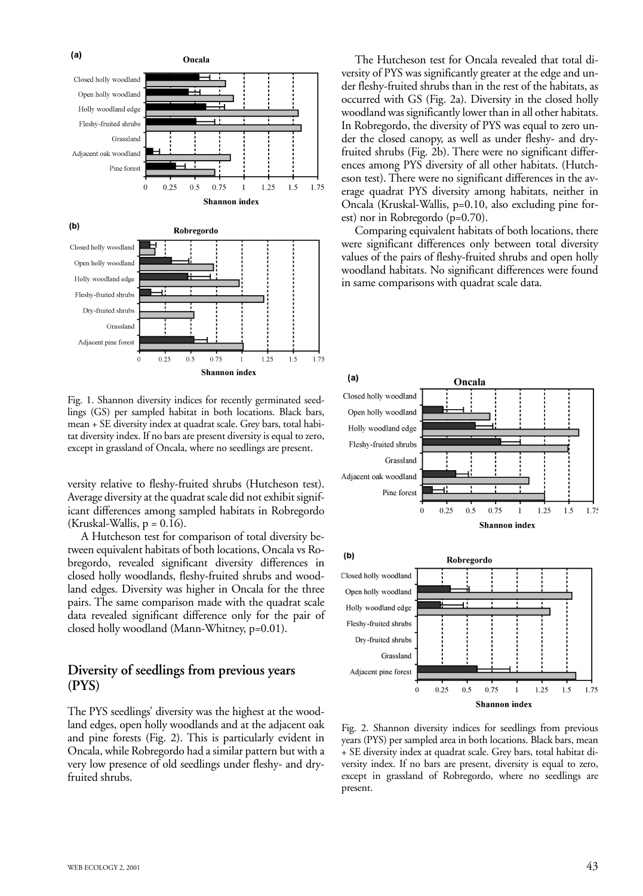Fig. 1. Shannon diversity indices for recently germinated seedlings (GS) per sampled habitat in both locations. Black bars, mean + SE diversity index at quadrat scale. Grey bars, total habitat diversity index. If no bars are present diversity is equal to zero, except in grassland of Oncala, where no seedlings are present.

versity relative to fleshy-fruited shrubs (Hutcheson test). Average diversity at the quadrat scale did not exhibit significant differences among sampled habitats in Robregordo (Kruskal-Wallis, $p = 0.16$).

A Hutcheson test for comparison of total diversity between equivalent habitats of both locations, Oncala vs Robregordo, revealed significant diversity differences in closed holly woodlands, fleshy-fruited shrubs and woodland edges. Diversity was higher in Oncala for the three pairs. The same comparison made with the quadrat scale data revealed significant difference only for the pair of closed holly woodland (Mann-Whitney, $p=0.01$).

## Diversity of seedlings from previous years (PYS)

The PYS seedlings' diversity was the highest at the woodland edges, open holly woodlands and at the adjacent oak and pine forests (Fig. 2). This is particularly evident in Oncala, while Robregordo had a similar pattern but with a very low presence of old seedlings under fleshy- and dry-fruited shrubs.

The Hutcheson test for Oncala revealed that total diversity of PYS was significantly greater at the edge and under fleshy-fruited shrubs than in the rest of the habitats, as occurred with GS (Fig. 2a). Diversity in the closed holly woodland was significantly lower than in all other habitats. In Robregordo, the diversity of PYS was equal to zero under the closed canopy, as well as under fleshy- and dry-fruited shrubs (Fig. 2b). There were no significant differences among PYS diversity of all other habitats. (Hutcheson test). There were no significant differences in the average quadrat PYS diversity among habitats, neither in Oncala (Kruskal-Wallis, $p=0.10$, also excluding pine forest) nor in Robregordo ($p=0.70$).

Comparing equivalent habitats of both locations, there were significant differences only between total diversity values of the pairs of fleshy-fruited shrubs and open holly woodland habitats. No significant differences were found in same comparisons with quadrat scale data.

Fig. 2. Shannon diversity indices for seedlings from previous years (PYS) per sampled area in both locations. Black bars, mean + SE diversity index at quadrat scale. Grey bars, total habitat diversity index. If no bars are present, diversity is equal to zero, except in grassland of Robregordo, where no seedlings are present.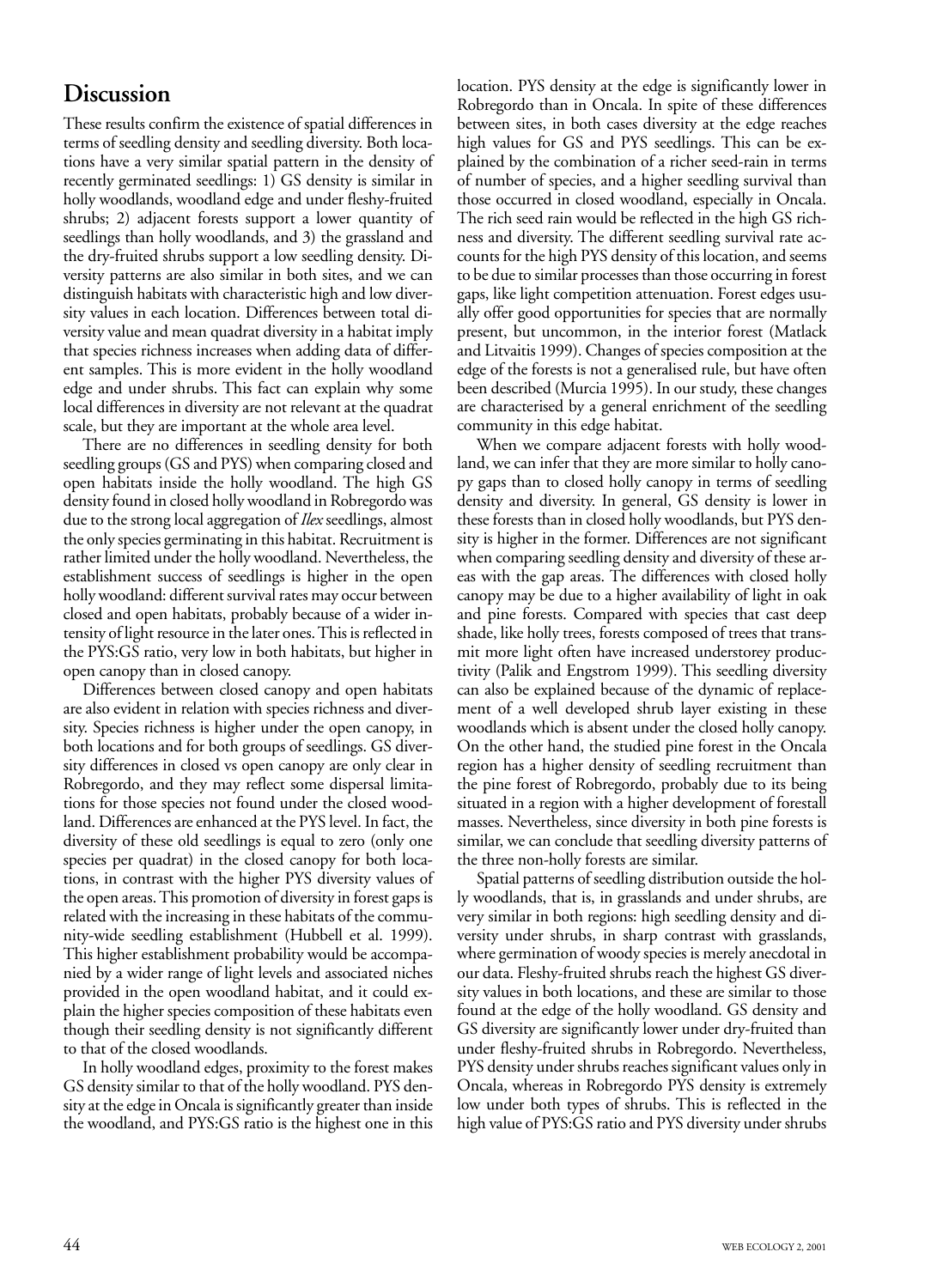## Discussion

These results confirm the existence of spatial differences in terms of seedling density and seedling diversity. Both locations have a very similar spatial pattern in the density of recently germinated seedlings: 1) GS density is similar in holly woodlands, woodland edge and under fleshy-fruited shrubs; 2) adjacent forests support a lower quantity of seedlings than holly woodlands, and 3) the grassland and the dry-fruited shrubs support a low seedling density. Diversity patterns are also similar in both sites, and we can distinguish habitats with characteristic high and low diversity values in each location. Differences between total diversity value and mean quadrat diversity in a habitat imply that species richness increases when adding data of different samples. This is more evident in the holly woodland edge and under shrubs. This fact can explain why some local differences in diversity are not relevant at the quadrat scale, but they are important at the whole area level.

There are no differences in seedling density for both seedling groups (GS and PYS) when comparing closed and open habitats inside the holly woodland. The high GS density found in closed holly woodland in Robregordo was due to the strong local aggregation of *Ilex* seedlings, almost the only species germinating in this habitat. Recruitment is rather limited under the holly woodland. Nevertheless, the establishment success of seedlings is higher in the open holly woodland: different survival rates may occur between closed and open habitats, probably because of a wider intensity of light resource in the later ones. This is reflected in the PYS:GS ratio, very low in both habitats, but higher in open canopy than in closed canopy.

Differences between closed canopy and open habitats are also evident in relation with species richness and diversity. Species richness is higher under the open canopy, in both locations and for both groups of seedlings. GS diversity differences in closed vs open canopy are only clear in Robregordo, and they may reflect some dispersal limitations for those species not found under the closed woodland. Differences are enhanced at the PYS level. In fact, the diversity of these old seedlings is equal to zero (only one species per quadrat) in the closed canopy for both locations, in contrast with the higher PYS diversity values of the open areas. This promotion of diversity in forest gaps is related with the increasing in these habitats of the community-wide seedling establishment (Hubbell et al. 1999). This higher establishment probability would be accompanied by a wider range of light levels and associated niches provided in the open woodland habitat, and it could explain the higher species composition of these habitats even though their seedling density is not significantly different to that of the closed woodlands.

In holly woodland edges, proximity to the forest makes GS density similar to that of the holly woodland. PYS density at the edge in Oncala is significantly greater than inside the woodland, and PYS:GS ratio is the highest one in this location. PYS density at the edge is significantly lower in Robregordo than in Oncala. In spite of these differences between sites, in both cases diversity at the edge reaches high values for GS and PYS seedlings. This can be explained by the combination of a richer seed-rain in terms of number of species, and a higher seedling survival than those occurred in closed woodland, especially in Oncala. The rich seed rain would be reflected in the high GS richness and diversity. The different seedling survival rate accounts for the high PYS density of this location, and seems to be due to similar processes than those occurring in forest gaps, like light competition attenuation. Forest edges usually offer good opportunities for species that are normally present, but uncommon, in the interior forest (Matlack and Litvaitis 1999). Changes of species composition at the edge of the forests is not a generalised rule, but have often been described (Murcia 1995). In our study, these changes are characterised by a general enrichment of the seedling community in this edge habitat.

When we compare adjacent forests with holly woodland, we can infer that they are more similar to holly canopy gaps than to closed holly canopy in terms of seedling density and diversity. In general, GS density is lower in these forests than in closed holly woodlands, but PYS density is higher in the former. Differences are not significant when comparing seedling density and diversity of these areas with the gap areas. The differences with closed holly canopy may be due to a higher availability of light in oak and pine forests. Compared with species that cast deep shade, like holly trees, forests composed of trees that transmit more light often have increased understorey productivity (Palik and Engstrom 1999). This seedling diversity can also be explained because of the dynamic of replacement of a well developed shrub layer existing in these woodlands which is absent under the closed holly canopy. On the other hand, the studied pine forest in the Oncala region has a higher density of seedling recruitment than the pine forest of Robregordo, probably due to its being situated in a region with a higher development of forestall masses. Nevertheless, since diversity in both pine forests is similar, we can conclude that seedling diversity patterns of the three non-holly forests are similar.

Spatial patterns of seedling distribution outside the holly woodlands, that is, in grasslands and under shrubs, are very similar in both regions: high seedling density and diversity under shrubs, in sharp contrast with grasslands, where germination of woody species is merely anecdotal in our data. Fleshy-fruited shrubs reach the highest GS diversity values in both locations, and these are similar to those found at the edge of the holly woodland. GS density and GS diversity are significantly lower under dry-fruited than under fleshy-fruited shrubs in Robregordo. Nevertheless, PYS density under shrubs reaches significant values only in Oncala, whereas in Robregordo PYS density is extremely low under both types of shrubs. This is reflected in the high value of PYS:GS ratio and PYS diversity under shrubs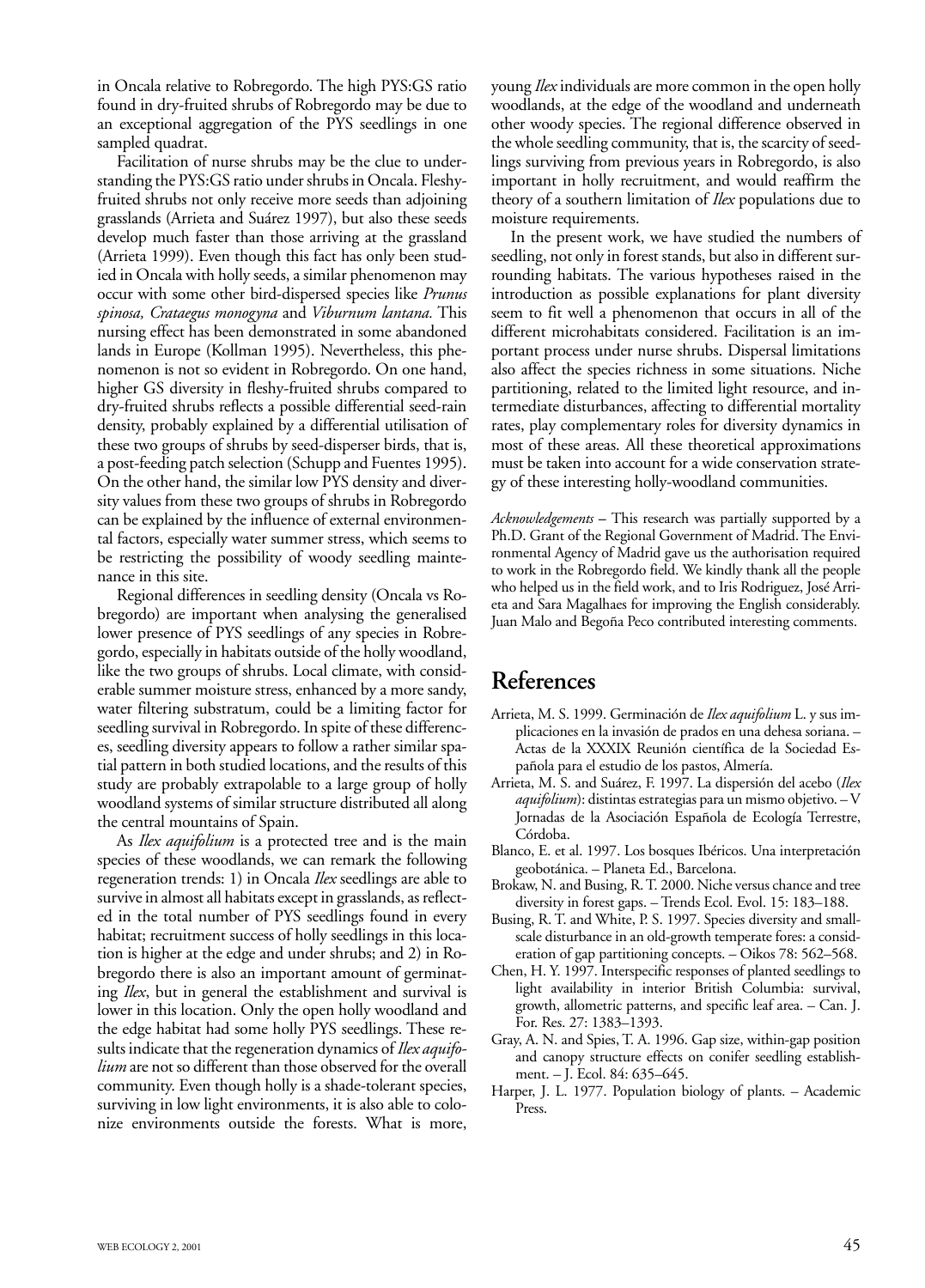in Oncala relative to Robregordo. The high PYS:GS ratio found in dry-fruited shrubs of Robregordo may be due to an exceptional aggregation of the PYS seedlings in one sampled quadrat.

Facilitation of nurse shrubs may be the clue to understanding the PYS:GS ratio under shrubs in Oncala. Fleshy-fruited shrubs not only receive more seeds than adjoining grasslands (Arrieta and Suárez 1997), but also these seeds develop much faster than those arriving at the grassland (Arrieta 1999). Even though this fact has only been studied in Oncala with holly seeds, a similar phenomenon may occur with some other bird-dispersed species like *Prunus spinosa, Crataegus monogyna* and *Viburnum lantana.* This nursing effect has been demonstrated in some abandoned lands in Europe (Kollman 1995). Nevertheless, this phenomenon is not so evident in Robregordo. On one hand, higher GS diversity in fleshy-fruited shrubs compared to dry-fruited shrubs reflects a possible differential seed-rain density, probably explained by a differential utilisation of these two groups of shrubs by seed-disperser birds, that is, a post-feeding patch selection (Schupp and Fuentes 1995). On the other hand, the similar low PYS density and diversity values from these two groups of shrubs in Robregordo can be explained by the influence of external environmental factors, especially water summer stress, which seems to be restricting the possibility of woody seedling maintenance in this site.

Regional differences in seedling density (Oncala vs Robregordo) are important when analysing the generalised lower presence of PYS seedlings of any species in Robregordo, especially in habitats outside of the holly woodland, like the two groups of shrubs. Local climate, with considerable summer moisture stress, enhanced by a more sandy, water filtering substratum, could be a limiting factor for seedling survival in Robregordo. In spite of these differences, seedling diversity appears to follow a rather similar spatial pattern in both studied locations, and the results of this study are probably extrapolable to a large group of holly woodland systems of similar structure distributed all along the central mountains of Spain.

As *Ilex aquifolium* is a protected tree and is the main species of these woodlands, we can remark the following regeneration trends: 1) in Oncala *Ilex* seedlings are able to survive in almost all habitats except in grasslands, as reflected in the total number of PYS seedlings found in every habitat; recruitment success of holly seedlings in this location is higher at the edge and under shrubs; and 2) in Robregordo there is also an important amount of germinating *Ilex*, but in general the establishment and survival is lower in this location. Only the open holly woodland and the edge habitat had some holly PYS seedlings. These results indicate that the regeneration dynamics of *Ilex aquifolium* are not so different than those observed for the overall community. Even though holly is a shade-tolerant species, surviving in low light environments, it is also able to colonize environments outside the forests. What is more, young *Ilex* individuals are more common in the open holly woodlands, at the edge of the woodland and underneath other woody species. The regional difference observed in the whole seedling community, that is, the scarcity of seedlings surviving from previous years in Robregordo, is also important in holly recruitment, and would reaffirm the theory of a southern limitation of *Ilex* populations due to moisture requirements.

In the present work, we have studied the numbers of seedling, not only in forest stands, but also in different surrounding habitats. The various hypotheses raised in the introduction as possible explanations for plant diversity seem to fit well a phenomenon that occurs in all of the different microhabitats considered. Facilitation is an important process under nurse shrubs. Dispersal limitations also affect the species richness in some situations. Niche partitioning, related to the limited light resource, and intermediate disturbances, affecting to differential mortality rates, play complementary roles for diversity dynamics in most of these areas. All these theoretical approximations must be taken into account for a wide conservation strategy of these interesting holly-woodland communities.

*Acknowledgements* – This research was partially supported by a Ph.D. Grant of the Regional Government of Madrid. The Environmental Agency of Madrid gave us the authorisation required to work in the Robregordo field. We kindly thank all the people who helped us in the field work, and to Iris Rodriguez, José Arrieta and Sara Magalhaes for improving the English considerably. Juan Malo and Begoña Peco contributed interesting comments.

# References

Arrieta, M. S. 1999. Germinación de *Ilex aquifolium* L. y sus implicaciones en la invasión de prados en una dehesa soriana. – Actas de la XXXIX Reunión científica de la Sociedad Española para el estudio de los pastos, Almería.

Arrieta, M. S. and Suárez, F. 1997. La dispersión del acebo (*Ilex aquifolium*): distintas estrategias para un mismo objetivo. – V Jornadas de la Asociación Española de Ecología Terrestre, Córdoba.

Blanco, E. et al. 1997. Los bosques Ibéricos. Una interpretación geobotánica. – Planeta Ed., Barcelona.

Brokaw, N. and Busing, R. T. 2000. Niche versus chance and tree diversity in forest gaps. – Trends Ecol. Evol. 15: 183–188.

Busing, R. T. and White, P. S. 1997. Species diversity and small-scale disturbance in an old-growth temperate fores: a consideration of gap partitioning concepts. – Oikos 78: 562–568.

Chen, H. Y. 1997. Interspecific responses of planted seedlings to light availability in interior British Columbia: survival, growth, allometric patterns, and specific leaf area. – Can. J. For. Res. 27: 1383–1393.

Gray, A. N. and Spies, T. A. 1996. Gap size, within-gap position and canopy structure effects on conifer seedling establishment. – J. Ecol. 84: 635–645.

Harper, J. L. 1977. Population biology of plants. – Academic Press.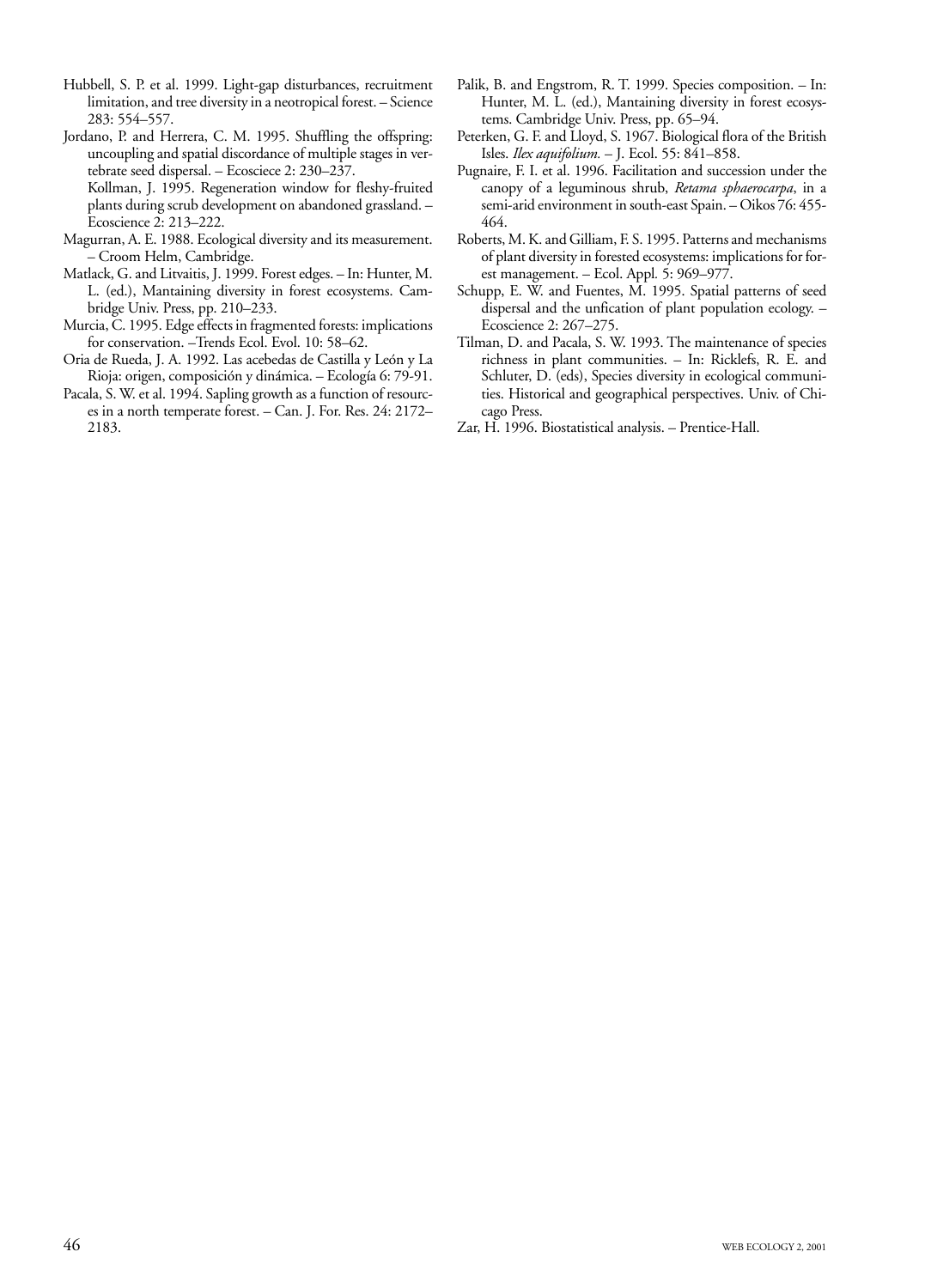Hubbell, S. P. et al. 1999. Light-gap disturbances, recruitment limitation, and tree diversity in a neotropical forest. – Science 283: 554–557.

Jordano, P. and Herrera, C. M. 1995. Shuffling the offspring: uncoupling and spatial discordance of multiple stages in vertebrate seed dispersal. – Ecosciece 2: 230–237.

Kollman, J. 1995. Regeneration window for fleshy-fruited plants during scrub development on abandoned grassland. – Ecoscience 2: 213–222.

Magurran, A. E. 1988. Ecological diversity and its measurement. – Croom Helm, Cambridge.

Matlack, G. and Litvaitis, J. 1999. Forest edges. – In: Hunter, M. L. (ed.), Mantaining diversity in forest ecosystems. Cambridge Univ. Press, pp. 210–233.

Murcia, C. 1995. Edge effects in fragmented forests: implications for conservation. –Trends Ecol. Evol. 10: 58–62.

Oria de Rueda, J. A. 1992. Las acebedas de Castilla y León y La Rioja: origen, composición y dinámica. – Ecología 6: 79-91.

Pacala, S. W. et al. 1994. Sapling growth as a function of resources in a north temperate forest. – Can. J. For. Res. 24: 2172–2183.

Palik, B. and Engstrom, R. T. 1999. Species composition. – In: Hunter, M. L. (ed.), Mantaining diversity in forest ecosystems. Cambridge Univ. Press, pp. 65–94.

Peterken, G. F. and Lloyd, S. 1967. Biological flora of the British Isles. *Ilex aquifolium*. – J. Ecol. 55: 841–858.

Pugnaire, F. I. et al. 1996. Facilitation and succession under the canopy of a leguminous shrub, *Retama sphaerocarpa*, in a semi-arid environment in south-east Spain. – Oikos 76: 455-464.

Roberts, M. K. and Gilliam, F. S. 1995. Patterns and mechanisms of plant diversity in forested ecosystems: implications for forest management. – Ecol. Appl. 5: 969–977.

Schupp, E. W. and Fuentes, M. 1995. Spatial patterns of seed dispersal and the unfication of plant population ecology. – Ecoscience 2: 267–275.

Tilman, D. and Pacala, S. W. 1993. The maintenance of species richness in plant communities. – In: Ricklefs, R. E. and Schluter, D. (eds), Species diversity in ecological communities. Historical and geographical perspectives. Univ. of Chicago Press.

Zar, H. 1996. Biostatistical analysis. – Prentice-Hall.